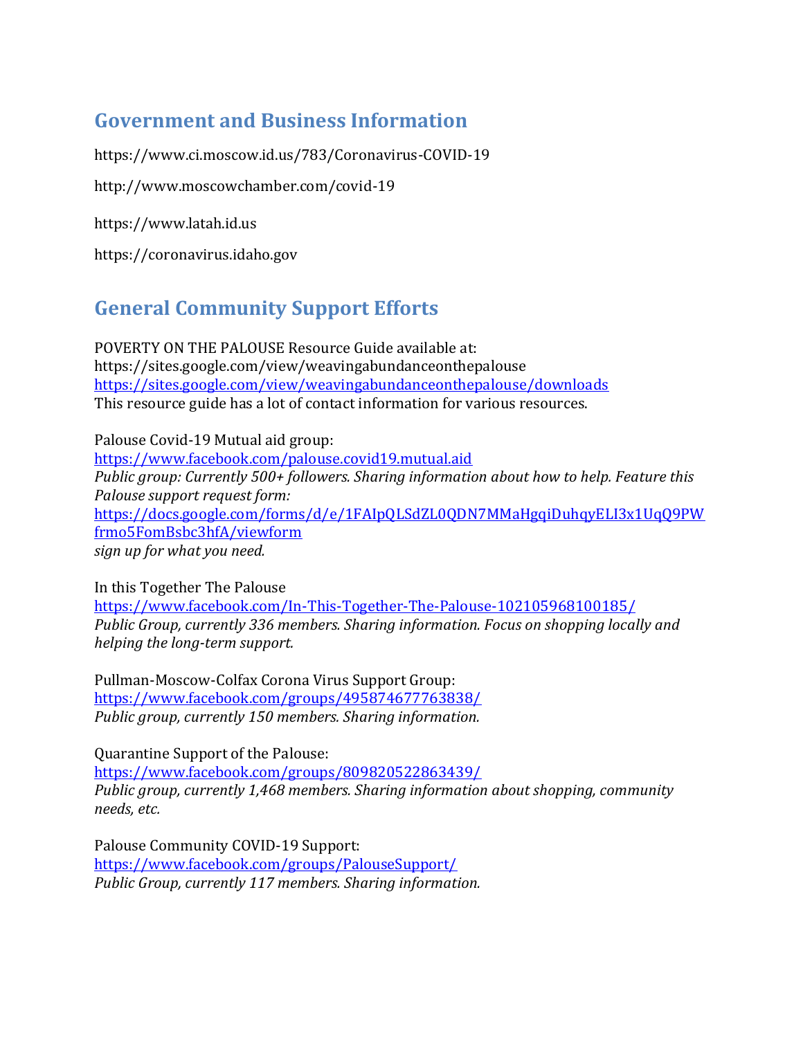## Government and Business Information

https://www.ci.moscow.id.us/783/Coronavirus-COVID-19

http://www.moscowchamber.com/covid-19

https://www.latah.id.us

https://coronavirus.idaho.gov

## General Community Support Efforts

POVERTY ON THE PALOUSE Resource Guide available at:
https://sites.google.com/view/weavingabundanceonthepalouse
https://sites.google.com/view/weavingabundanceonthepalouse/downloads
This resource guide has a lot of contact information for various resources.

Palouse Covid-19 Mutual aid group:
https://www.facebook.com/palouse.covid19.mutual.aid
*Public group: Currently 500+ followers. Sharing information about how to help. Feature this Palouse support request form:*
https://docs.google.com/forms/d/e/1FAIpQLSdZL0QDN7MMaHgqiDuhqyELI3x1UqQ9PWfrmo5FomBsbc3hfA/viewform
*sign up for what you need.*

In this Together The Palouse
https://www.facebook.com/In-This-Together-The-Palouse-102105968100185/
*Public Group, currently 336 members. Sharing information. Focus on shopping locally and helping the long-term support.*

Pullman-Moscow-Colfax Corona Virus Support Group:
https://www.facebook.com/groups/495874677763838/
*Public group, currently 150 members. Sharing information.*

Quarantine Support of the Palouse:
https://www.facebook.com/groups/809820522863439/
*Public group, currently 1,468 members. Sharing information about shopping, community needs, etc.*

Palouse Community COVID-19 Support:
https://www.facebook.com/groups/PalouseSupport/
*Public Group, currently 117 members. Sharing information.*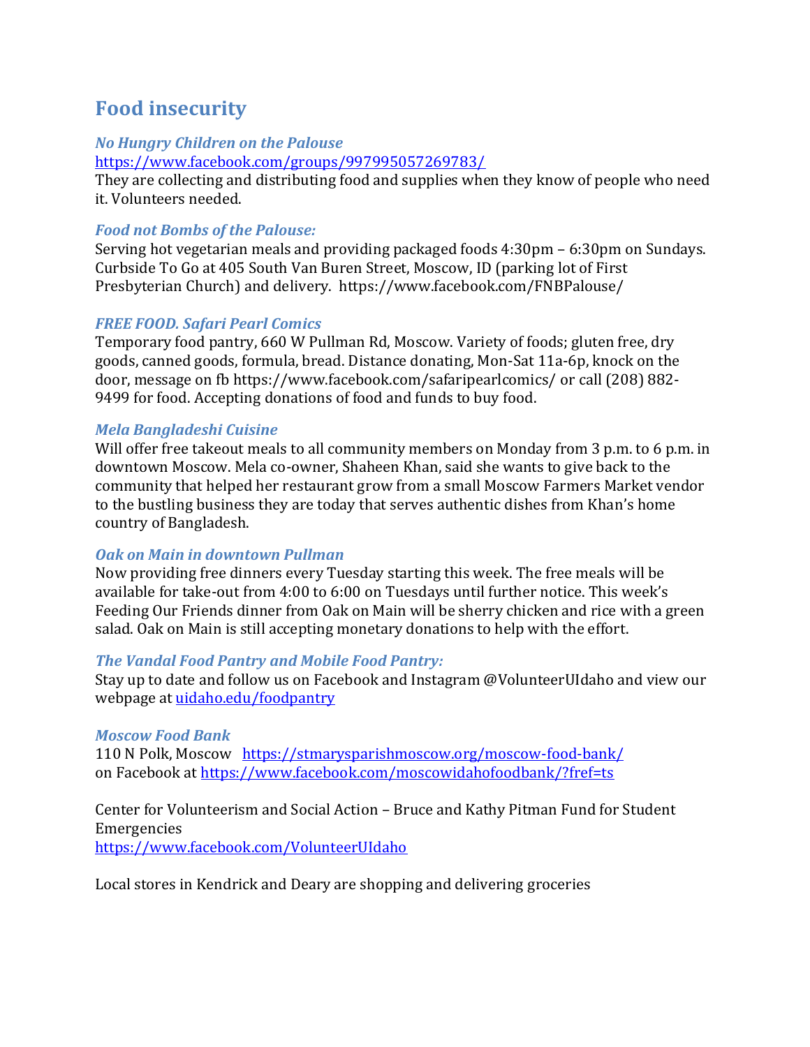# Food insecurity

***No Hungry Children on the Palouse***
https://www.facebook.com/groups/997995057269783/
They are collecting and distributing food and supplies when they know of people who need it. Volunteers needed.

***Food not Bombs of the Palouse:***
Serving hot vegetarian meals and providing packaged foods 4:30pm – 6:30pm on Sundays. Curbside To Go at 405 South Van Buren Street, Moscow, ID (parking lot of First Presbyterian Church) and delivery. https://www.facebook.com/FNBPalouse/

***FREE FOOD. Safari Pearl Comics***
Temporary food pantry, 660 W Pullman Rd, Moscow. Variety of foods; gluten free, dry goods, canned goods, formula, bread. Distance donating, Mon-Sat 11a-6p, knock on the door, message on fb https://www.facebook.com/safaripearlcomics/ or call (208) 882-9499 for food. Accepting donations of food and funds to buy food.

***Mela Bangladeshi Cuisine***
Will offer free takeout meals to all community members on Monday from 3 p.m. to 6 p.m. in downtown Moscow. Mela co-owner, Shaheen Khan, said she wants to give back to the community that helped her restaurant grow from a small Moscow Farmers Market vendor to the bustling business they are today that serves authentic dishes from Khan's home country of Bangladesh.

***Oak on Main in downtown Pullman***
Now providing free dinners every Tuesday starting this week. The free meals will be available for take-out from 4:00 to 6:00 on Tuesdays until further notice. This week's Feeding Our Friends dinner from Oak on Main will be sherry chicken and rice with a green salad. Oak on Main is still accepting monetary donations to help with the effort.

***The Vandal Food Pantry and Mobile Food Pantry:***
Stay up to date and follow us on Facebook and Instagram @VolunteerUIdaho and view our webpage at uidaho.edu/foodpantry

***Moscow Food Bank***
110 N Polk, Moscow https://stmarysparishmoscow.org/moscow-food-bank/
on Facebook at https://www.facebook.com/moscowidahofoodbank/?fref=ts

Center for Volunteerism and Social Action – Bruce and Kathy Pitman Fund for Student Emergencies
https://www.facebook.com/VolunteerUIdaho

Local stores in Kendrick and Deary are shopping and delivering groceries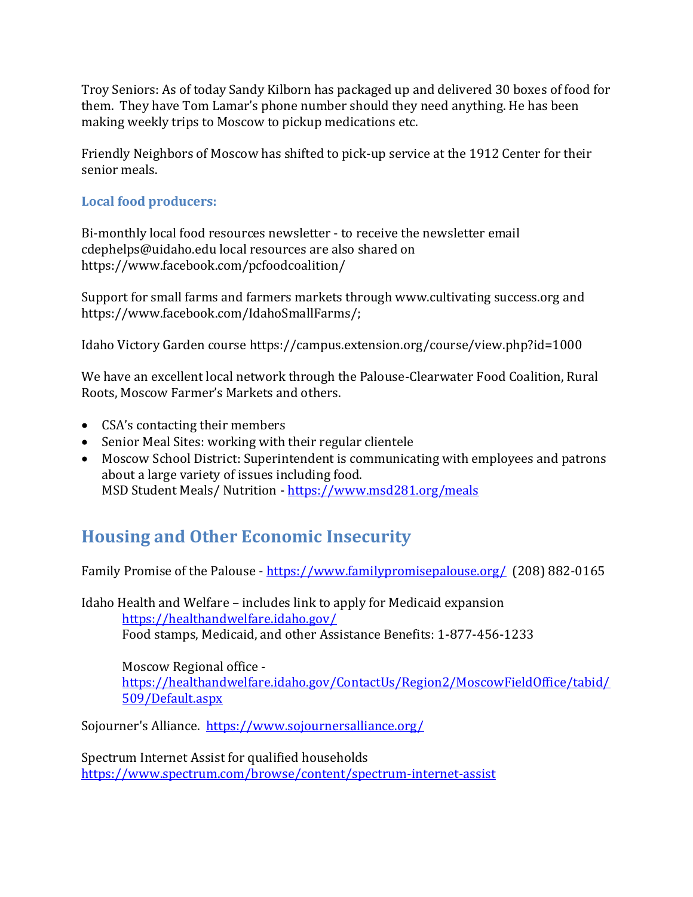Troy Seniors: As of today Sandy Kilborn has packaged up and delivered 30 boxes of food for them. They have Tom Lamar's phone number should they need anything. He has been making weekly trips to Moscow to pickup medications etc.

Friendly Neighbors of Moscow has shifted to pick-up service at the 1912 Center for their senior meals.

### Local food producers:

Bi-monthly local food resources newsletter - to receive the newsletter email cdephelps@uidaho.edu local resources are also shared on https://www.facebook.com/pcfoodcoalition/

Support for small farms and farmers markets through www.cultivating success.org and https://www.facebook.com/IdahoSmallFarms/;

Idaho Victory Garden course https://campus.extension.org/course/view.php?id=1000

We have an excellent local network through the Palouse-Clearwater Food Coalition, Rural Roots, Moscow Farmer's Markets and others.

- CSA's contacting their members
- Senior Meal Sites: working with their regular clientele
- Moscow School District: Superintendent is communicating with employees and patrons about a large variety of issues including food.
  MSD Student Meals/ Nutrition - https://www.msd281.org/meals

## Housing and Other Economic Insecurity

Family Promise of the Palouse - https://www.familypromisepalouse.org/ (208) 882-0165

Idaho Health and Welfare – includes link to apply for Medicaid expansion
https://healthandwelfare.idaho.gov/
Food stamps, Medicaid, and other Assistance Benefits: 1-877-456-1233

Moscow Regional office - https://healthandwelfare.idaho.gov/ContactUs/Region2/MoscowFieldOffice/tabid/509/Default.aspx

Sojourner's Alliance. https://www.sojournersalliance.org/

Spectrum Internet Assist for qualified households
https://www.spectrum.com/browse/content/spectrum-internet-assist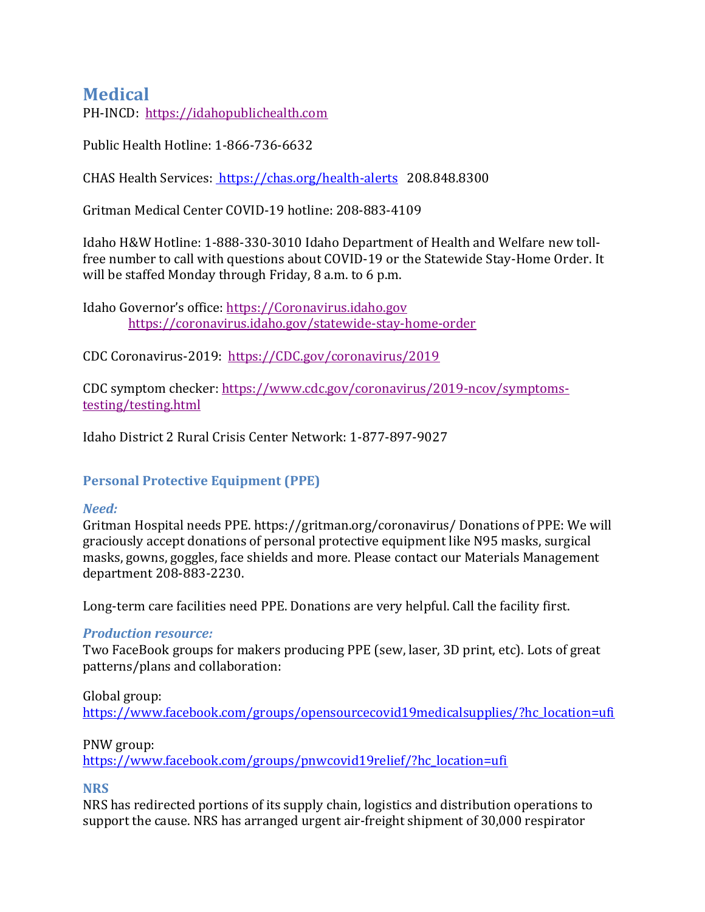# Medical

PH-INCD: https://idahopublichealth.com

Public Health Hotline: 1-866-736-6632

CHAS Health Services: https://chas.org/health-alerts 208.848.8300

Gritman Medical Center COVID-19 hotline: 208-883-4109

Idaho H&W Hotline: 1-888-330-3010 Idaho Department of Health and Welfare new toll-free number to call with questions about COVID-19 or the Statewide Stay-Home Order. It will be staffed Monday through Friday, 8 a.m. to 6 p.m.

Idaho Governor's office: https://Coronavirus.idaho.gov
https://coronavirus.idaho.gov/statewide-stay-home-order

CDC Coronavirus-2019: https://CDC.gov/coronavirus/2019

CDC symptom checker: https://www.cdc.gov/coronavirus/2019-ncov/symptoms-testing/testing.html

Idaho District 2 Rural Crisis Center Network: 1-877-897-9027

## Personal Protective Equipment (PPE)

### *Need:*

Gritman Hospital needs PPE. https://gritman.org/coronavirus/ Donations of PPE: We will graciously accept donations of personal protective equipment like N95 masks, surgical masks, gowns, goggles, face shields and more. Please contact our Materials Management department 208-883-2230.

Long-term care facilities need PPE. Donations are very helpful. Call the facility first.

### *Production resource:*

Two FaceBook groups for makers producing PPE (sew, laser, 3D print, etc). Lots of great patterns/plans and collaboration:

Global group:
https://www.facebook.com/groups/opensourcecovid19medicalsupplies/?hc_location=ufi

PNW group:
https://www.facebook.com/groups/pnwcovid19relief/?hc_location=ufi

### NRS

NRS has redirected portions of its supply chain, logistics and distribution operations to support the cause. NRS has arranged urgent air-freight shipment of 30,000 respirator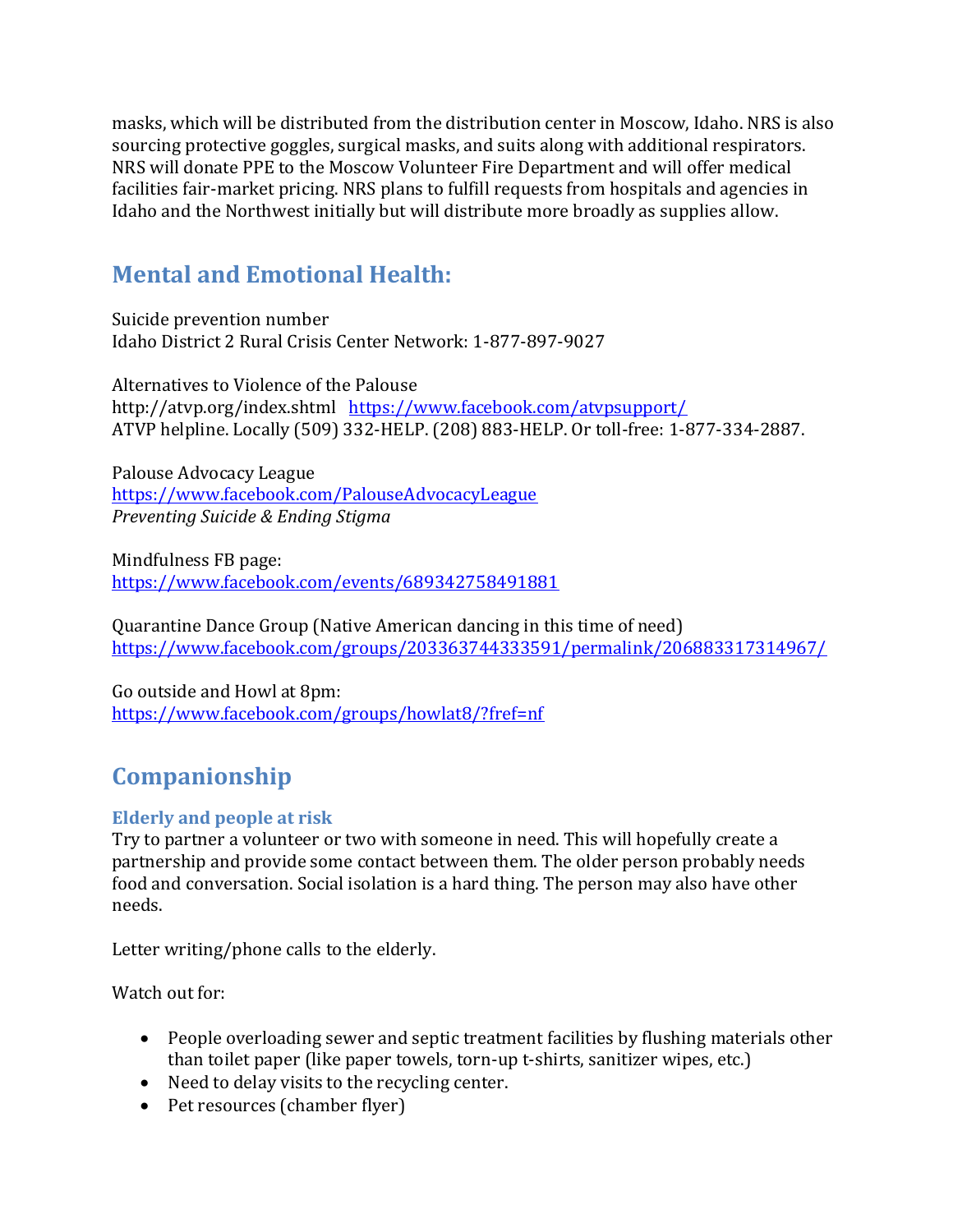masks, which will be distributed from the distribution center in Moscow, Idaho. NRS is also sourcing protective goggles, surgical masks, and suits along with additional respirators. NRS will donate PPE to the Moscow Volunteer Fire Department and will offer medical facilities fair-market pricing. NRS plans to fulfill requests from hospitals and agencies in Idaho and the Northwest initially but will distribute more broadly as supplies allow.

## Mental and Emotional Health:

Suicide prevention number
Idaho District 2 Rural Crisis Center Network: 1-877-897-9027

Alternatives to Violence of the Palouse
http://atvp.org/index.shtml https://www.facebook.com/atvpsupport/
ATVP helpline. Locally (509) 332-HELP. (208) 883-HELP. Or toll-free: 1-877-334-2887.

Palouse Advocacy League
https://www.facebook.com/PalouseAdvocacyLeague
*Preventing Suicide & Ending Stigma*

Mindfulness FB page:
https://www.facebook.com/events/689342758491881

Quarantine Dance Group (Native American dancing in this time of need)
https://www.facebook.com/groups/203363744333591/permalink/206883317314967/

Go outside and Howl at 8pm:
https://www.facebook.com/groups/howlat8/?fref=nf

## Companionship

### Elderly and people at risk

Try to partner a volunteer or two with someone in need. This will hopefully create a partnership and provide some contact between them. The older person probably needs food and conversation. Social isolation is a hard thing. The person may also have other needs.

Letter writing/phone calls to the elderly.

Watch out for:

- People overloading sewer and septic treatment facilities by flushing materials other than toilet paper (like paper towels, torn-up t-shirts, sanitizer wipes, etc.)
- Need to delay visits to the recycling center.
- Pet resources (chamber flyer)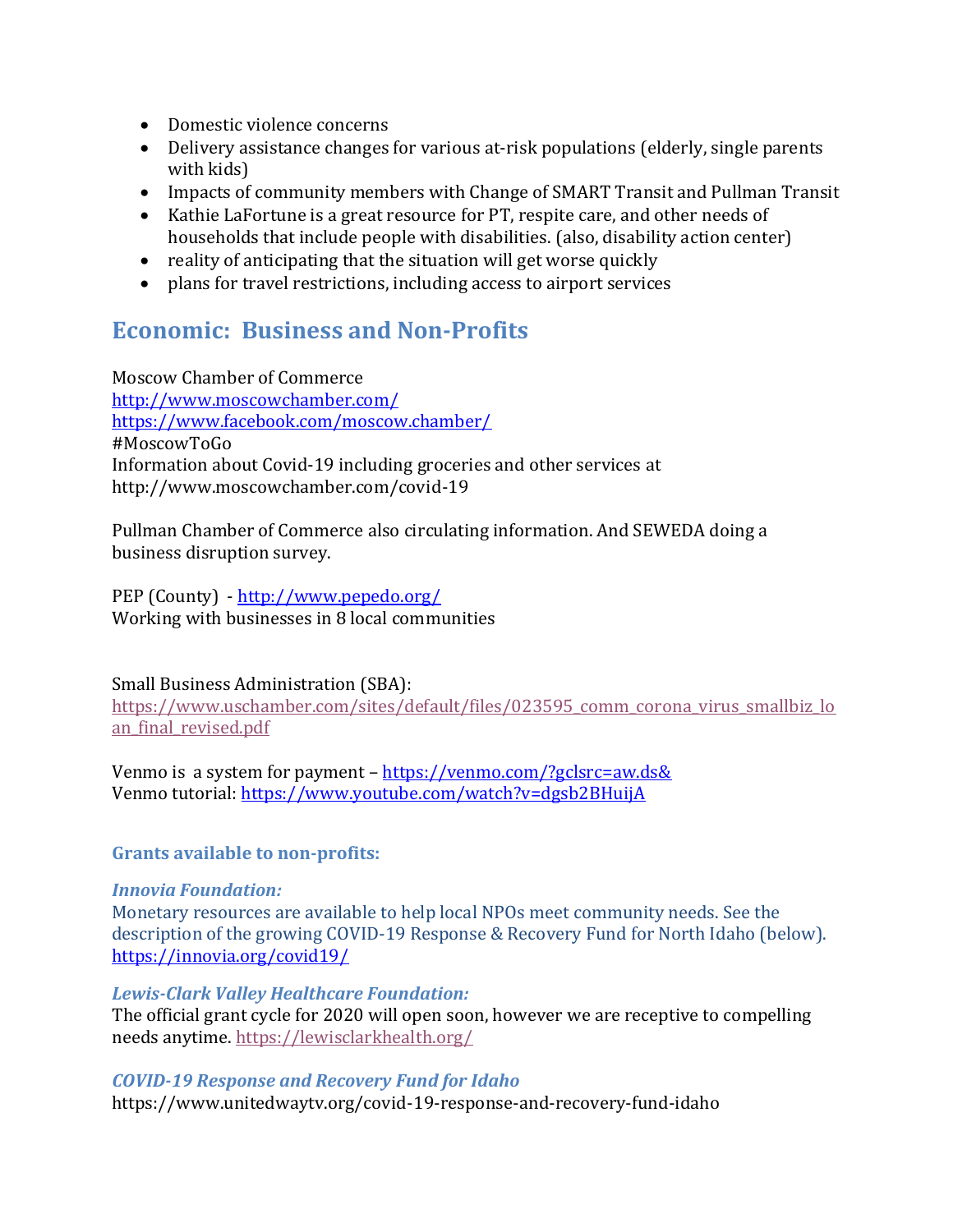- Domestic violence concerns
- Delivery assistance changes for various at-risk populations (elderly, single parents with kids)
- Impacts of community members with Change of SMART Transit and Pullman Transit
- Kathie LaFortune is a great resource for PT, respite care, and other needs of households that include people with disabilities. (also, disability action center)
- reality of anticipating that the situation will get worse quickly
- plans for travel restrictions, including access to airport services

## Economic: Business and Non-Profits

Moscow Chamber of Commerce
http://www.moscowchamber.com/
https://www.facebook.com/moscow.chamber/
#MoscowToGo
Information about Covid-19 including groceries and other services at http://www.moscowchamber.com/covid-19

Pullman Chamber of Commerce also circulating information. And SEWEDA doing a business disruption survey.

PEP (County) - http://www.pepedo.org/
Working with businesses in 8 local communities

Small Business Administration (SBA):
https://www.uschamber.com/sites/default/files/023595_comm_corona_virus_smallbiz_loan_final_revised.pdf

Venmo is a system for payment – https://venmo.com/?gclsrc=aw.ds&
Venmo tutorial: https://www.youtube.com/watch?v=dgsb2BHuijA

### Grants available to non-profits:

***Innovia Foundation:***
Monetary resources are available to help local NPOs meet community needs. See the description of the growing COVID-19 Response & Recovery Fund for North Idaho (below). https://innovia.org/covid19/

***Lewis-Clark Valley Healthcare Foundation:***
The official grant cycle for 2020 will open soon, however we are receptive to compelling needs anytime. https://lewisclarkhealth.org/

***COVID-19 Response and Recovery Fund for Idaho***
https://www.unitedwaytv.org/covid-19-response-and-recovery-fund-idaho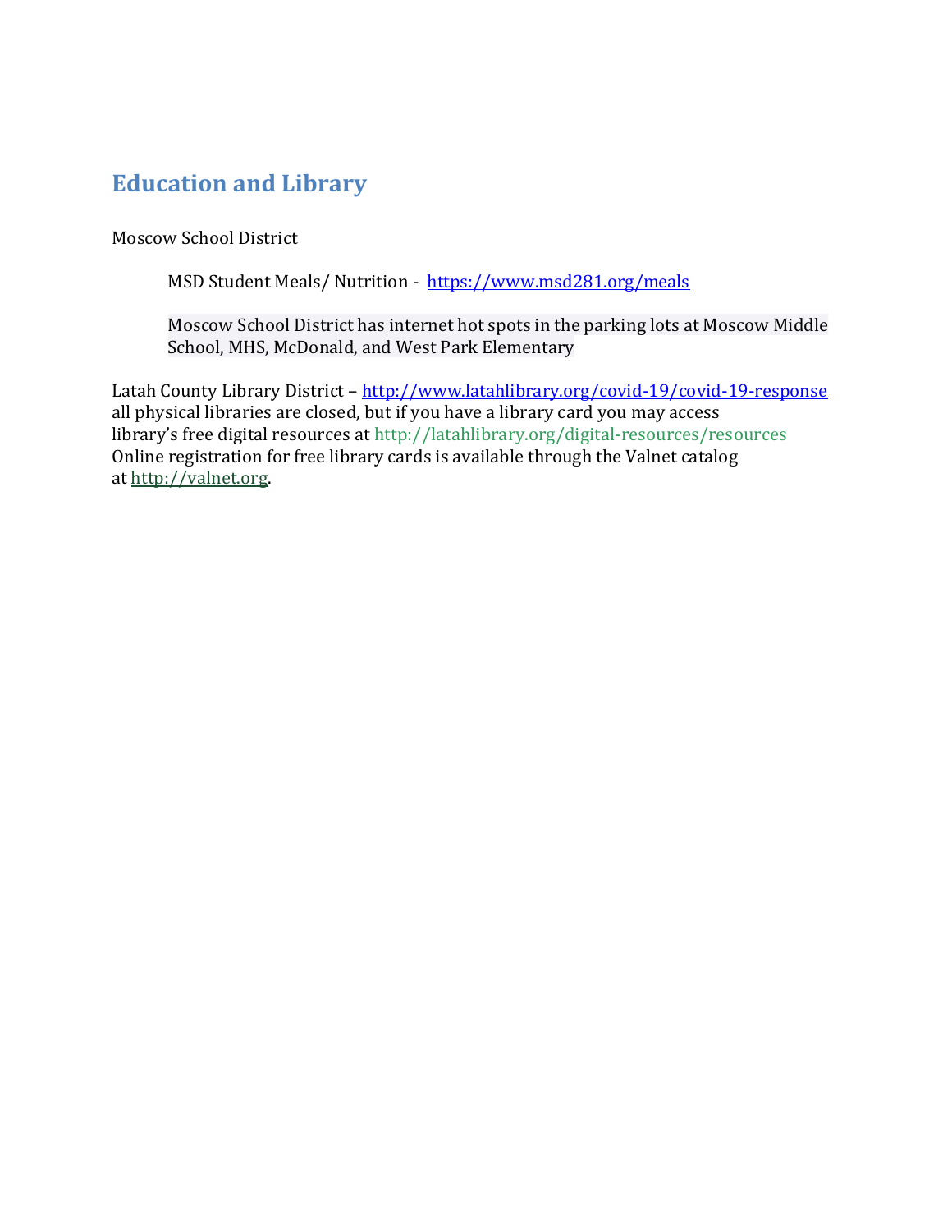## Education and Library

Moscow School District

> MSD Student Meals/ Nutrition - https://www.msd281.org/meals
>
> Moscow School District has internet hot spots in the parking lots at Moscow Middle School, MHS, McDonald, and West Park Elementary

Latah County Library District – http://www.latahlibrary.org/covid-19/covid-19-response all physical libraries are closed, but if you have a library card you may access library's free digital resources at http://latahlibrary.org/digital-resources/resources Online registration for free library cards is available through the Valnet catalog at http://valnet.org.